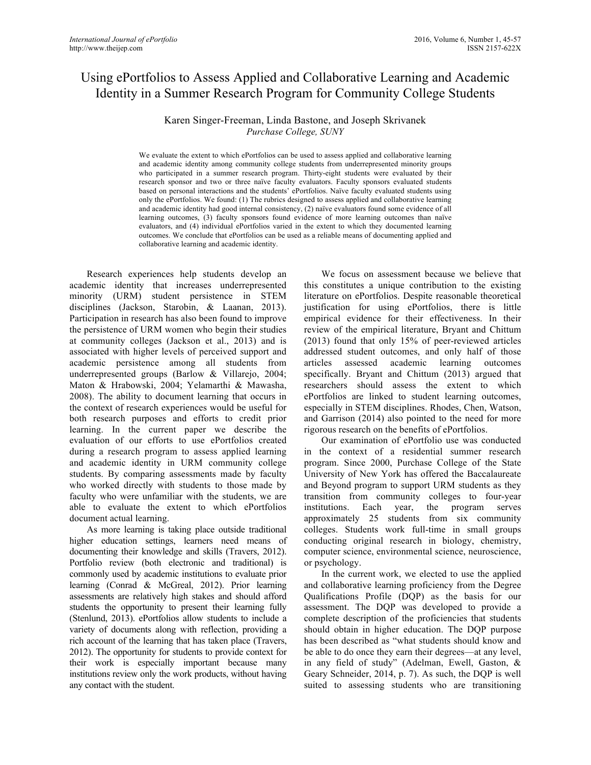# Using ePortfolios to Assess Applied and Collaborative Learning and Academic Identity in a Summer Research Program for Community College Students

Karen Singer-Freeman, Linda Bastone, and Joseph Skrivanek
*Purchase College, SUNY*

We evaluate the extent to which ePortfolios can be used to assess applied and collaborative learning and academic identity among community college students from underrepresented minority groups who participated in a summer research program. Thirty-eight students were evaluated by their research sponsor and two or three naïve faculty evaluators. Faculty sponsors evaluated students based on personal interactions and the students' ePortfolios. Naïve faculty evaluated students using only the ePortfolios. We found: (1) The rubrics designed to assess applied and collaborative learning and academic identity had good internal consistency, (2) naïve evaluators found some evidence of all learning outcomes, (3) faculty sponsors found evidence of more learning outcomes than naïve evaluators, and (4) individual ePortfolios varied in the extent to which they documented learning outcomes. We conclude that ePortfolios can be used as a reliable means of documenting applied and collaborative learning and academic identity.

Research experiences help students develop an academic identity that increases underrepresented minority (URM) student persistence in STEM disciplines (Jackson, Starobin, & Laanan, 2013). Participation in research has also been found to improve the persistence of URM women who begin their studies at community colleges (Jackson et al., 2013) and is associated with higher levels of perceived support and academic persistence among all students from underrepresented groups (Barlow & Villarejo, 2004; Maton & Hrabowski, 2004; Yelamarthi & Mawasha, 2008). The ability to document learning that occurs in the context of research experiences would be useful for both research purposes and efforts to credit prior learning. In the current paper we describe the evaluation of our efforts to use ePortfolios created during a research program to assess applied learning and academic identity in URM community college students. By comparing assessments made by faculty who worked directly with students to those made by faculty who were unfamiliar with the students, we are able to evaluate the extent to which ePortfolios document actual learning.

As more learning is taking place outside traditional higher education settings, learners need means of documenting their knowledge and skills (Travers, 2012). Portfolio review (both electronic and traditional) is commonly used by academic institutions to evaluate prior learning (Conrad & McGreal, 2012). Prior learning assessments are relatively high stakes and should afford students the opportunity to present their learning fully (Stenlund, 2013). ePortfolios allow students to include a variety of documents along with reflection, providing a rich account of the learning that has taken place (Travers, 2012). The opportunity for students to provide context for their work is especially important because many institutions review only the work products, without having any contact with the student.

We focus on assessment because we believe that this constitutes a unique contribution to the existing literature on ePortfolios. Despite reasonable theoretical justification for using ePortfolios, there is little empirical evidence for their effectiveness. In their review of the empirical literature, Bryant and Chittum (2013) found that only 15% of peer-reviewed articles addressed student outcomes, and only half of those articles assessed academic learning outcomes specifically. Bryant and Chittum (2013) argued that researchers should assess the extent to which ePortfolios are linked to student learning outcomes, especially in STEM disciplines. Rhodes, Chen, Watson, and Garrison (2014) also pointed to the need for more rigorous research on the benefits of ePortfolios.

Our examination of ePortfolio use was conducted in the context of a residential summer research program. Since 2000, Purchase College of the State University of New York has offered the Baccalaureate and Beyond program to support URM students as they transition from community colleges to four-year institutions. Each year, the program serves approximately 25 students from six community colleges. Students work full-time in small groups conducting original research in biology, chemistry, computer science, environmental science, neuroscience, or psychology.

In the current work, we elected to use the applied and collaborative learning proficiency from the Degree Qualifications Profile (DQP) as the basis for our assessment. The DQP was developed to provide a complete description of the proficiencies that students should obtain in higher education. The DQP purpose has been described as "what students should know and be able to do once they earn their degrees—at any level, in any field of study" (Adelman, Ewell, Gaston, & Geary Schneider, 2014, p. 7). As such, the DQP is well suited to assessing students who are transitioning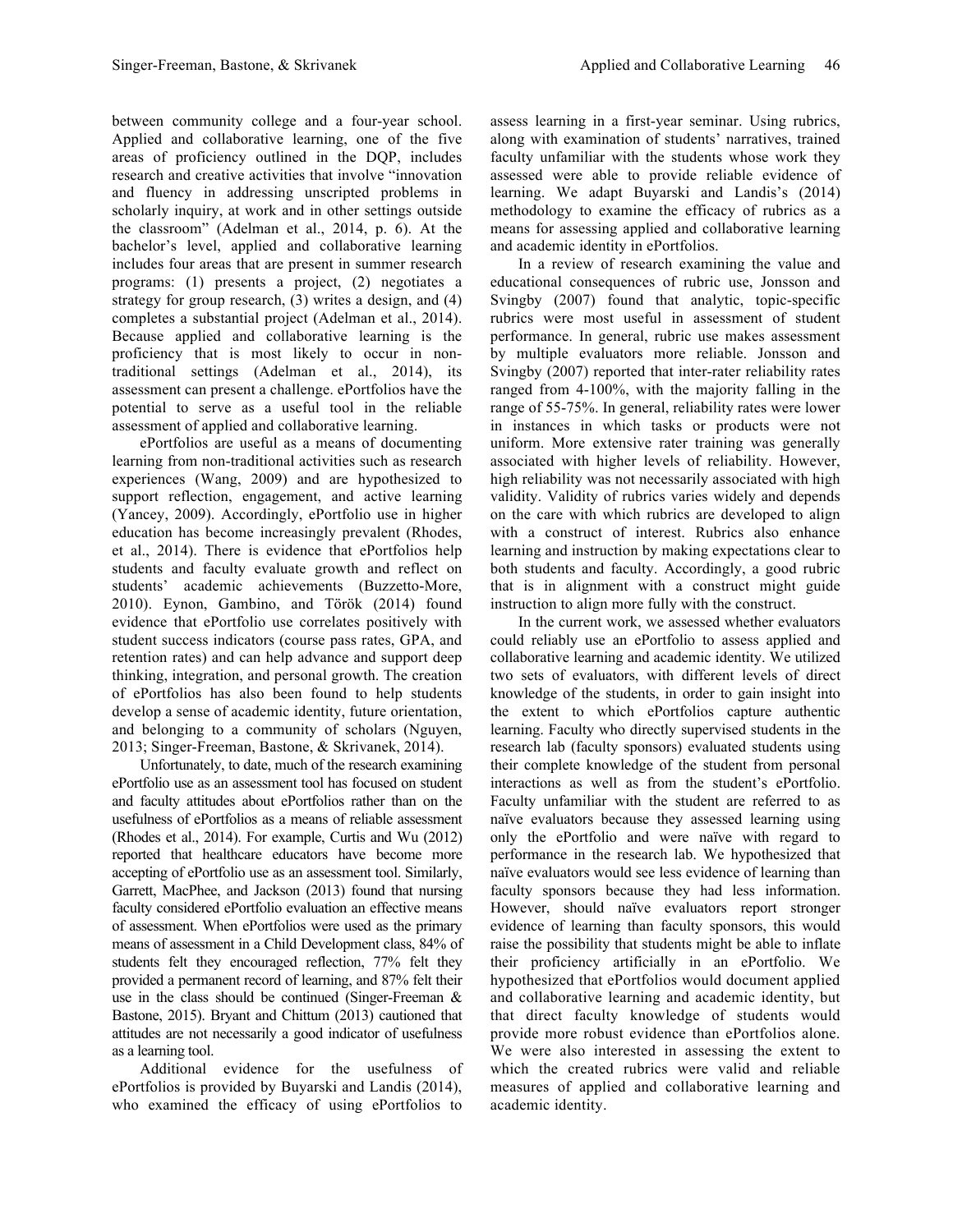between community college and a four-year school. Applied and collaborative learning, one of the five areas of proficiency outlined in the DQP, includes research and creative activities that involve "innovation and fluency in addressing unscripted problems in scholarly inquiry, at work and in other settings outside the classroom" (Adelman et al., 2014, p. 6). At the bachelor's level, applied and collaborative learning includes four areas that are present in summer research programs: (1) presents a project, (2) negotiates a strategy for group research, (3) writes a design, and (4) completes a substantial project (Adelman et al., 2014). Because applied and collaborative learning is the proficiency that is most likely to occur in non-traditional settings (Adelman et al., 2014), its assessment can present a challenge. ePortfolios have the potential to serve as a useful tool in the reliable assessment of applied and collaborative learning.

ePortfolios are useful as a means of documenting learning from non-traditional activities such as research experiences (Wang, 2009) and are hypothesized to support reflection, engagement, and active learning (Yancey, 2009). Accordingly, ePortfolio use in higher education has become increasingly prevalent (Rhodes, et al., 2014). There is evidence that ePortfolios help students and faculty evaluate growth and reflect on students' academic achievements (Buzzetto-More, 2010). Eynon, Gambino, and Török (2014) found evidence that ePortfolio use correlates positively with student success indicators (course pass rates, GPA, and retention rates) and can help advance and support deep thinking, integration, and personal growth. The creation of ePortfolios has also been found to help students develop a sense of academic identity, future orientation, and belonging to a community of scholars (Nguyen, 2013; Singer-Freeman, Bastone, & Skrivanek, 2014).

Unfortunately, to date, much of the research examining ePortfolio use as an assessment tool has focused on student and faculty attitudes about ePortfolios rather than on the usefulness of ePortfolios as a means of reliable assessment (Rhodes et al., 2014). For example, Curtis and Wu (2012) reported that healthcare educators have become more accepting of ePortfolio use as an assessment tool. Similarly, Garrett, MacPhee, and Jackson (2013) found that nursing faculty considered ePortfolio evaluation an effective means of assessment. When ePortfolios were used as the primary means of assessment in a Child Development class, 84% of students felt they encouraged reflection, 77% felt they provided a permanent record of learning, and 87% felt their use in the class should be continued (Singer-Freeman & Bastone, 2015). Bryant and Chittum (2013) cautioned that attitudes are not necessarily a good indicator of usefulness as a learning tool.

Additional evidence for the usefulness of ePortfolios is provided by Buyarski and Landis (2014), who examined the efficacy of using ePortfolios to assess learning in a first-year seminar. Using rubrics, along with examination of students' narratives, trained faculty unfamiliar with the students whose work they assessed were able to provide reliable evidence of learning. We adapt Buyarski and Landis's (2014) methodology to examine the efficacy of rubrics as a means for assessing applied and collaborative learning and academic identity in ePortfolios.

In a review of research examining the value and educational consequences of rubric use, Jonsson and Svingby (2007) found that analytic, topic-specific rubrics were most useful in assessment of student performance. In general, rubric use makes assessment by multiple evaluators more reliable. Jonsson and Svingby (2007) reported that inter-rater reliability rates ranged from 4-100%, with the majority falling in the range of 55-75%. In general, reliability rates were lower in instances in which tasks or products were not uniform. More extensive rater training was generally associated with higher levels of reliability. However, high reliability was not necessarily associated with high validity. Validity of rubrics varies widely and depends on the care with which rubrics are developed to align with a construct of interest. Rubrics also enhance learning and instruction by making expectations clear to both students and faculty. Accordingly, a good rubric that is in alignment with a construct might guide instruction to align more fully with the construct.

In the current work, we assessed whether evaluators could reliably use an ePortfolio to assess applied and collaborative learning and academic identity. We utilized two sets of evaluators, with different levels of direct knowledge of the students, in order to gain insight into the extent to which ePortfolios capture authentic learning. Faculty who directly supervised students in the research lab (faculty sponsors) evaluated students using their complete knowledge of the student from personal interactions as well as from the student's ePortfolio. Faculty unfamiliar with the student are referred to as naïve evaluators because they assessed learning using only the ePortfolio and were naïve with regard to performance in the research lab. We hypothesized that naïve evaluators would see less evidence of learning than faculty sponsors because they had less information. However, should naïve evaluators report stronger evidence of learning than faculty sponsors, this would raise the possibility that students might be able to inflate their proficiency artificially in an ePortfolio. We hypothesized that ePortfolios would document applied and collaborative learning and academic identity, but that direct faculty knowledge of students would provide more robust evidence than ePortfolios alone. We were also interested in assessing the extent to which the created rubrics were valid and reliable measures of applied and collaborative learning and academic identity.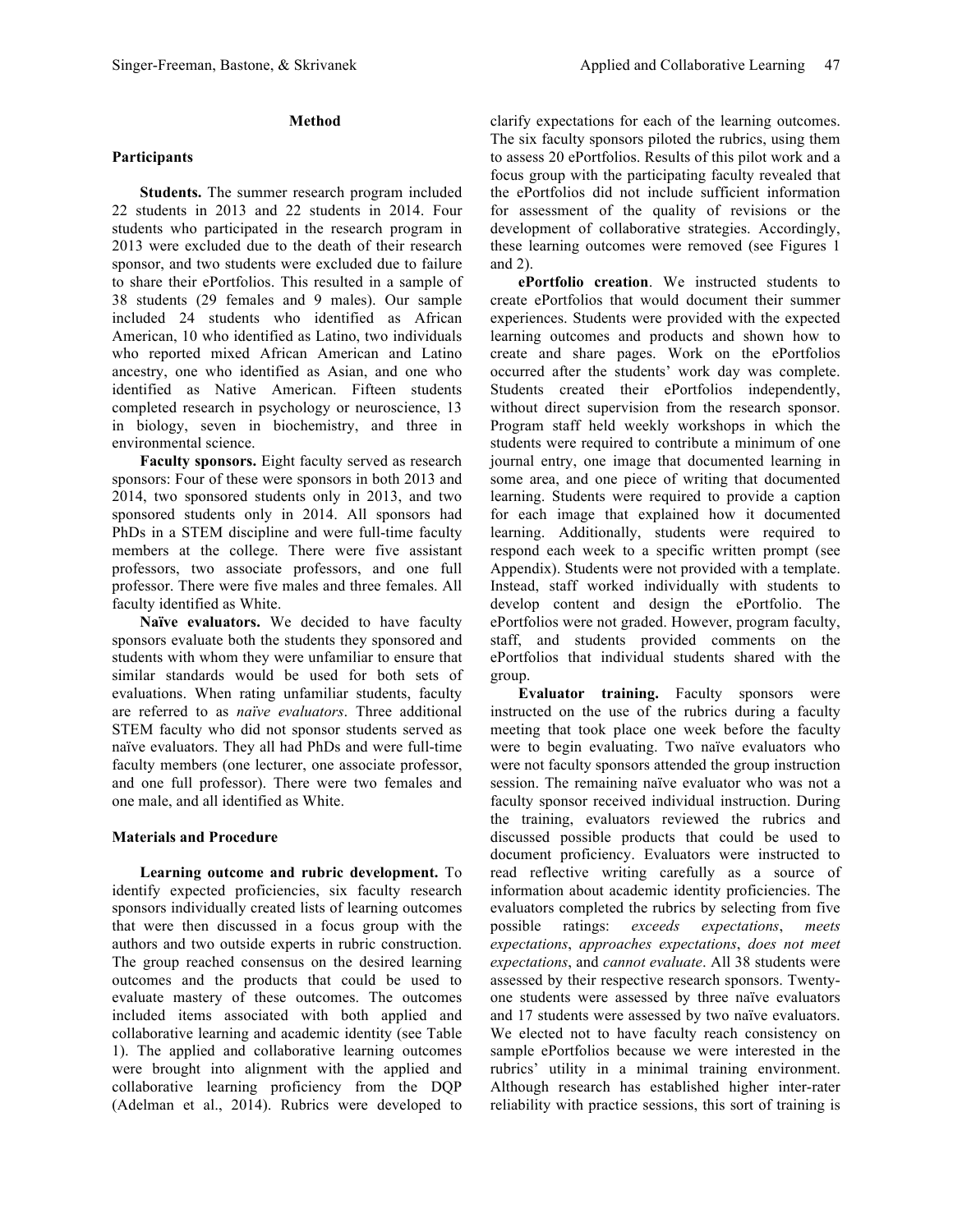## Method

### Participants

**Students.** The summer research program included 22 students in 2013 and 22 students in 2014. Four students who participated in the research program in 2013 were excluded due to the death of their research sponsor, and two students were excluded due to failure to share their ePortfolios. This resulted in a sample of 38 students (29 females and 9 males). Our sample included 24 students who identified as African American, 10 who identified as Latino, two individuals who reported mixed African American and Latino ancestry, one who identified as Asian, and one who identified as Native American. Fifteen students completed research in psychology or neuroscience, 13 in biology, seven in biochemistry, and three in environmental science.

**Faculty sponsors.** Eight faculty served as research sponsors: Four of these were sponsors in both 2013 and 2014, two sponsored students only in 2013, and two sponsored students only in 2014. All sponsors had PhDs in a STEM discipline and were full-time faculty members at the college. There were five assistant professors, two associate professors, and one full professor. There were five males and three females. All faculty identified as White.

**Naïve evaluators.** We decided to have faculty sponsors evaluate both the students they sponsored and students with whom they were unfamiliar to ensure that similar standards would be used for both sets of evaluations. When rating unfamiliar students, faculty are referred to as *naïve evaluators*. Three additional STEM faculty who did not sponsor students served as naïve evaluators. They all had PhDs and were full-time faculty members (one lecturer, one associate professor, and one full professor). There were two females and one male, and all identified as White.

### Materials and Procedure

**Learning outcome and rubric development.** To identify expected proficiencies, six faculty research sponsors individually created lists of learning outcomes that were then discussed in a focus group with the authors and two outside experts in rubric construction. The group reached consensus on the desired learning outcomes and the products that could be used to evaluate mastery of these outcomes. The outcomes included items associated with both applied and collaborative learning and academic identity (see Table 1). The applied and collaborative learning outcomes were brought into alignment with the applied and collaborative learning proficiency from the DQP (Adelman et al., 2014). Rubrics were developed to clarify expectations for each of the learning outcomes. The six faculty sponsors piloted the rubrics, using them to assess 20 ePortfolios. Results of this pilot work and a focus group with the participating faculty revealed that the ePortfolios did not include sufficient information for assessment of the quality of revisions or the development of collaborative strategies. Accordingly, these learning outcomes were removed (see Figures 1 and 2).

**ePortfolio creation**. We instructed students to create ePortfolios that would document their summer experiences. Students were provided with the expected learning outcomes and products and shown how to create and share pages. Work on the ePortfolios occurred after the students' work day was complete. Students created their ePortfolios independently, without direct supervision from the research sponsor. Program staff held weekly workshops in which the students were required to contribute a minimum of one journal entry, one image that documented learning in some area, and one piece of writing that documented learning. Students were required to provide a caption for each image that explained how it documented learning. Additionally, students were required to respond each week to a specific written prompt (see Appendix). Students were not provided with a template. Instead, staff worked individually with students to develop content and design the ePortfolio. The ePortfolios were not graded. However, program faculty, staff, and students provided comments on the ePortfolios that individual students shared with the group.

**Evaluator training.** Faculty sponsors were instructed on the use of the rubrics during a faculty meeting that took place one week before the faculty were to begin evaluating. Two naïve evaluators who were not faculty sponsors attended the group instruction session. The remaining naïve evaluator who was not a faculty sponsor received individual instruction. During the training, evaluators reviewed the rubrics and discussed possible products that could be used to document proficiency. Evaluators were instructed to read reflective writing carefully as a source of information about academic identity proficiencies. The evaluators completed the rubrics by selecting from five possible ratings: *exceeds expectations*, *meets expectations*, *approaches expectations*, *does not meet expectations*, and *cannot evaluate*. All 38 students were assessed by their respective research sponsors. Twenty-one students were assessed by three naïve evaluators and 17 students were assessed by two naïve evaluators. We elected not to have faculty reach consistency on sample ePortfolios because we were interested in the rubrics' utility in a minimal training environment. Although research has established higher inter-rater reliability with practice sessions, this sort of training is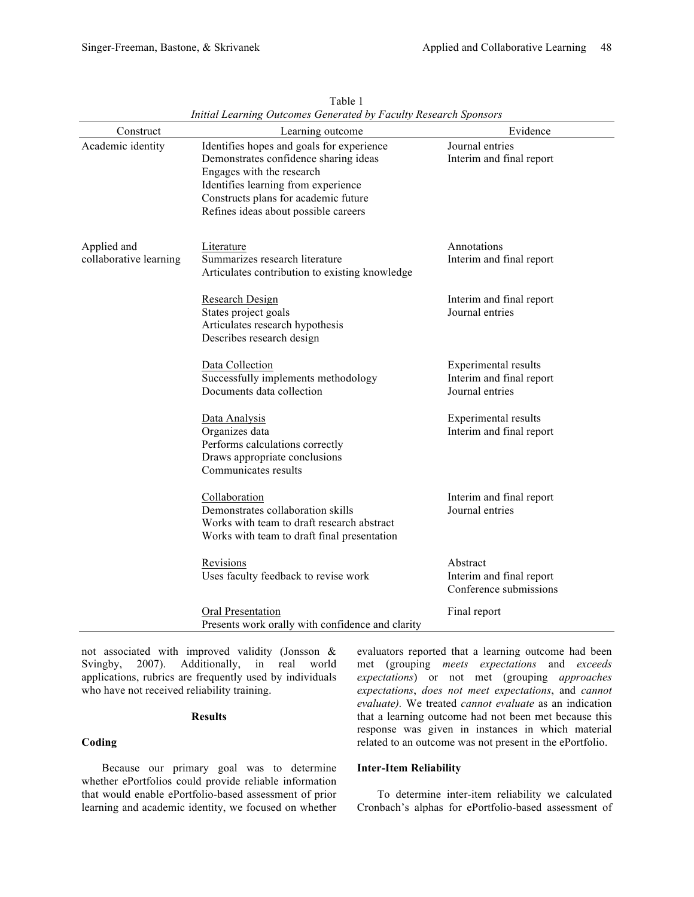Table 1
*Initial Learning Outcomes Generated by Faculty Research Sponsors*

| Construct | Learning outcome | Evidence |
|---|---|---|
| Academic identity | Identifies hopes and goals for experience<br>Demonstrates confidence sharing ideas<br>Engages with the research<br>Identifies learning from experience<br>Constructs plans for academic future<br>Refines ideas about possible careers | Journal entries<br>Interim and final report |
| Applied and collaborative learning | <u>Literature</u><br>Summarizes research literature<br>Articulates contribution to existing knowledge | Annotations<br>Interim and final report |
| | <u>Research Design</u><br>States project goals<br>Articulates research hypothesis<br>Describes research design | Interim and final report<br>Journal entries |
| | <u>Data Collection</u><br>Successfully implements methodology<br>Documents data collection | Experimental results<br>Interim and final report<br>Journal entries |
| | <u>Data Analysis</u><br>Organizes data<br>Performs calculations correctly<br>Draws appropriate conclusions<br>Communicates results | Experimental results<br>Interim and final report |
| | <u>Collaboration</u><br>Demonstrates collaboration skills<br>Works with team to draft research abstract<br>Works with team to draft final presentation | Interim and final report<br>Journal entries |
| | <u>Revisions</u><br>Uses faculty feedback to revise work | Abstract<br>Interim and final report<br>Conference submissions |
| | <u>Oral Presentation</u><br>Presents work orally with confidence and clarity | Final report |

not associated with improved validity (Jonsson & Svingby, 2007). Additionally, in real world applications, rubrics are frequently used by individuals who have not received reliability training.

## Results

### Coding

Because our primary goal was to determine whether ePortfolios could provide reliable information that would enable ePortfolio-based assessment of prior learning and academic identity, we focused on whether evaluators reported that a learning outcome had been met (grouping *meets expectations* and *exceeds expectations*) or not met (grouping *approaches expectations*, *does not meet expectations*, and *cannot evaluate).* We treated *cannot evaluate* as an indication that a learning outcome had not been met because this response was given in instances in which material related to an outcome was not present in the ePortfolio.

### Inter-Item Reliability

To determine inter-item reliability we calculated Cronbach's alphas for ePortfolio-based assessment of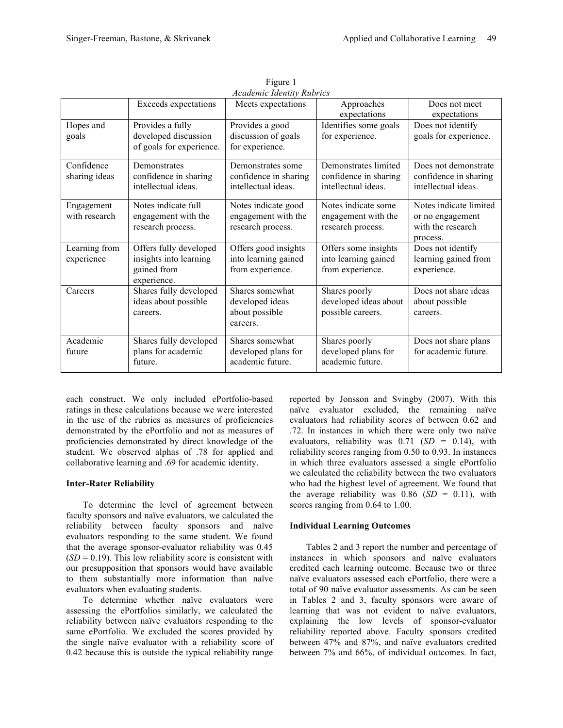Figure 1
*Academic Identity Rubrics*

| | Exceeds expectations | Meets expectations | Approaches expectations | Does not meet expectations |
|---|---|---|---|---|
| Hopes and goals | Provides a fully developed discussion of goals for experience. | Provides a good discussion of goals for experience. | Identifies some goals for experience. | Does not identify goals for experience. |
| Confidence sharing ideas | Demonstrates confidence in sharing intellectual ideas. | Demonstrates some confidence in sharing intellectual ideas. | Demonstrates limited confidence in sharing intellectual ideas. | Does not demonstrate confidence in sharing intellectual ideas. |
| Engagement with research | Notes indicate full engagement with the research process. | Notes indicate good engagement with the research process. | Notes indicate some engagement with the research process. | Notes indicate limited or no engagement with the research process. |
| Learning from experience | Offers fully developed insights into learning gained from experience. | Offers good insights into learning gained from experience. | Offers some insights into learning gained from experience. | Does not identify learning gained from experience. |
| Careers | Shares fully developed ideas about possible careers. | Shares somewhat developed ideas about possible careers. | Shares poorly developed ideas about possible careers. | Does not share ideas about possible careers. |
| Academic future | Shares fully developed plans for academic future. | Shares somewhat developed plans for academic future. | Shares poorly developed plans for academic future. | Does not share plans for academic future. |

each construct. We only included ePortfolio-based ratings in these calculations because we were interested in the use of the rubrics as measures of proficiencies demonstrated by the ePortfolio and not as measures of proficiencies demonstrated by direct knowledge of the student. We observed alphas of .78 for applied and collaborative learning and .69 for academic identity.

**Inter-Rater Reliability**

To determine the level of agreement between faculty sponsors and naïve evaluators, we calculated the reliability between faculty sponsors and naïve evaluators responding to the same student. We found that the average sponsor-evaluator reliability was 0.45 (*SD* = 0.19). This low reliability score is consistent with our presupposition that sponsors would have available to them substantially more information than naïve evaluators when evaluating students.

To determine whether naïve evaluators were assessing the ePortfolios similarly, we calculated the reliability between naïve evaluators responding to the same ePortfolio. We excluded the scores provided by the single naïve evaluator with a reliability score of 0.42 because this is outside the typical reliability range reported by Jonsson and Svingby (2007). With this naïve evaluator excluded, the remaining naïve evaluators had reliability scores of between 0.62 and .72. In instances in which there were only two naïve evaluators, reliability was 0.71 (*SD* = 0.14), with reliability scores ranging from 0.50 to 0.93. In instances in which three evaluators assessed a single ePortfolio we calculated the reliability between the two evaluators who had the highest level of agreement. We found that the average reliability was 0.86 (*SD* = 0.11), with scores ranging from 0.64 to 1.00.

**Individual Learning Outcomes**

Tables 2 and 3 report the number and percentage of instances in which sponsors and naïve evaluators credited each learning outcome. Because two or three naïve evaluators assessed each ePortfolio, there were a total of 90 naïve evaluator assessments. As can be seen in Tables 2 and 3, faculty sponsors were aware of learning that was not evident to naïve evaluators, explaining the low levels of sponsor-evaluator reliability reported above. Faculty sponsors credited between 47% and 87%, and naïve evaluators credited between 7% and 66%, of individual outcomes. In fact,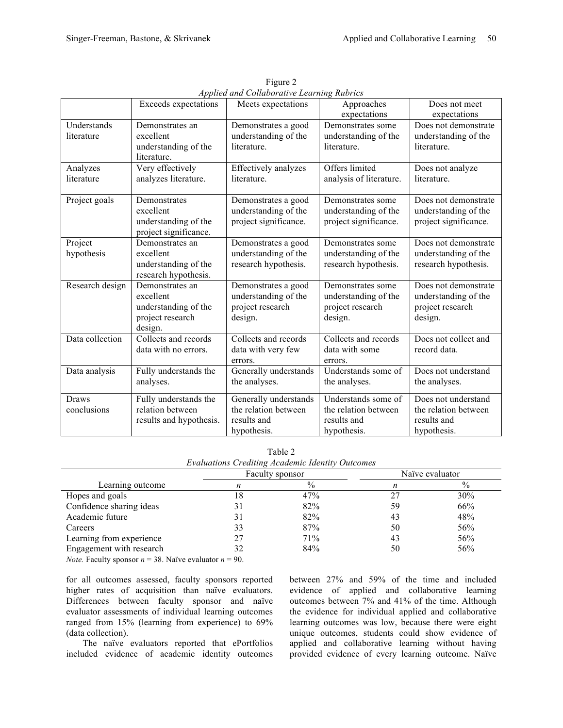Figure 2

*Applied and Collaborative Learning Rubrics*

| | Exceeds expectations | Meets expectations | Approaches expectations | Does not meet expectations |
|---|---|---|---|---|
| Understands literature | Demonstrates an excellent understanding of the literature. | Demonstrates a good understanding of the literature. | Demonstrates some understanding of the literature. | Does not demonstrate understanding of the literature. |
| Analyzes literature | Very effectively analyzes literature. | Effectively analyzes literature. | Offers limited analysis of literature. | Does not analyze literature. |
| Project goals | Demonstrates excellent understanding of the project significance. | Demonstrates a good understanding of the project significance. | Demonstrates some understanding of the project significance. | Does not demonstrate understanding of the project significance. |
| Project hypothesis | Demonstrates an excellent understanding of the research hypothesis. | Demonstrates a good understanding of the research hypothesis. | Demonstrates some understanding of the research hypothesis. | Does not demonstrate understanding of the research hypothesis. |
| Research design | Demonstrates an excellent understanding of the project research design. | Demonstrates a good understanding of the project research design. | Demonstrates some understanding of the project research design. | Does not demonstrate understanding of the project research design. |
| Data collection | Collects and records data with no errors. | Collects and records data with very few errors. | Collects and records data with some errors. | Does not collect and record data. |
| Data analysis | Fully understands the analyses. | Generally understands the analyses. | Understands some of the analyses. | Does not understand the analyses. |
| Draws conclusions | Fully understands the relation between results and hypothesis. | Generally understands the relation between results and hypothesis. | Understands some of the relation between results and hypothesis. | Does not understand the relation between results and hypothesis. |

Table 2

*Evaluations Crediting Academic Identity Outcomes*

| | Faculty sponsor | | Naïve evaluator | |
|---|---|---|---|---|
| Learning outcome | *n* | % | *n* | % |
| Hopes and goals | 18 | 47% | 27 | 30% |
| Confidence sharing ideas | 31 | 82% | 59 | 66% |
| Academic future | 31 | 82% | 43 | 48% |
| Careers | 33 | 87% | 50 | 56% |
| Learning from experience | 27 | 71% | 43 | 56% |
| Engagement with research | 32 | 84% | 50 | 56% |

*Note.* Faculty sponsor $n$ = 38. Naïve evaluator $n$ = 90.

for all outcomes assessed, faculty sponsors reported higher rates of acquisition than naïve evaluators. Differences between faculty sponsor and naïve evaluator assessments of individual learning outcomes ranged from 15% (learning from experience) to 69% (data collection).

The naïve evaluators reported that ePortfolios included evidence of academic identity outcomes between 27% and 59% of the time and included evidence of applied and collaborative learning outcomes between 7% and 41% of the time. Although the evidence for individual applied and collaborative learning outcomes was low, because there were eight unique outcomes, students could show evidence of applied and collaborative learning without having provided evidence of every learning outcome. Naïve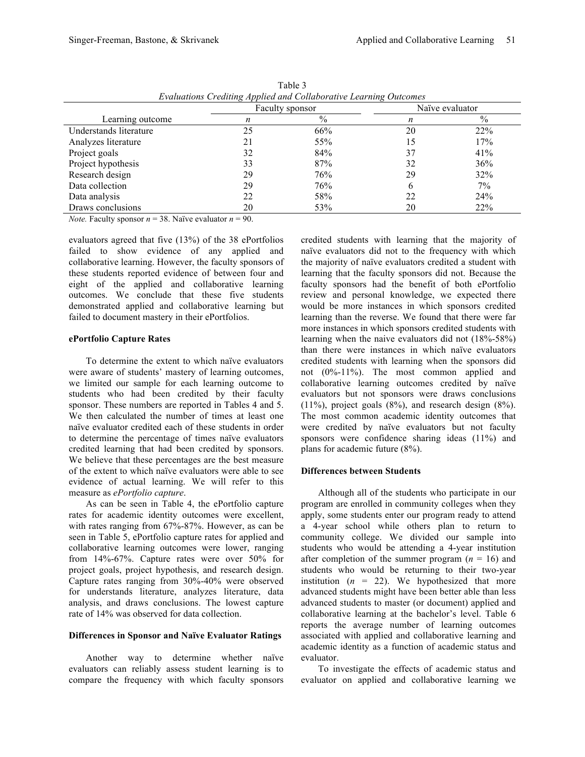Table 3

*Evaluations Crediting Applied and Collaborative Learning Outcomes*

| Learning outcome | Faculty sponsor | | Naïve evaluator | |
|---|---|---|---|---|
| | *n* | % | *n* | % |
| Understands literature | 25 | 66% | 20 | 22% |
| Analyzes literature | 21 | 55% | 15 | 17% |
| Project goals | 32 | 84% | 37 | 41% |
| Project hypothesis | 33 | 87% | 32 | 36% |
| Research design | 29 | 76% | 29 | 32% |
| Data collection | 29 | 76% | 6 | 7% |
| Data analysis | 22 | 58% | 22 | 24% |
| Draws conclusions | 20 | 53% | 20 | 22% |

*Note.* Faculty sponsor *n* = 38. Naïve evaluator *n* = 90.

evaluators agreed that five (13%) of the 38 ePortfolios failed to show evidence of any applied and collaborative learning. However, the faculty sponsors of these students reported evidence of between four and eight of the applied and collaborative learning outcomes. We conclude that these five students demonstrated applied and collaborative learning but failed to document mastery in their ePortfolios.

**ePortfolio Capture Rates**

To determine the extent to which naïve evaluators were aware of students' mastery of learning outcomes, we limited our sample for each learning outcome to students who had been credited by their faculty sponsor. These numbers are reported in Tables 4 and 5. We then calculated the number of times at least one naïve evaluator credited each of these students in order to determine the percentage of times naïve evaluators credited learning that had been credited by sponsors. We believe that these percentages are the best measure of the extent to which naïve evaluators were able to see evidence of actual learning. We will refer to this measure as *ePortfolio capture*.

As can be seen in Table 4, the ePortfolio capture rates for academic identity outcomes were excellent, with rates ranging from 67%-87%. However, as can be seen in Table 5, ePortfolio capture rates for applied and collaborative learning outcomes were lower, ranging from 14%-67%. Capture rates were over 50% for project goals, project hypothesis, and research design. Capture rates ranging from 30%-40% were observed for understands literature, analyzes literature, data analysis, and draws conclusions. The lowest capture rate of 14% was observed for data collection.

**Differences in Sponsor and Naïve Evaluator Ratings**

Another way to determine whether naïve evaluators can reliably assess student learning is to compare the frequency with which faculty sponsors credited students with learning that the majority of naïve evaluators did not to the frequency with which the majority of naïve evaluators credited a student with learning that the faculty sponsors did not. Because the faculty sponsors had the benefit of both ePortfolio review and personal knowledge, we expected there would be more instances in which sponsors credited learning than the reverse. We found that there were far more instances in which sponsors credited students with learning when the naive evaluators did not (18%-58%) than there were instances in which naïve evaluators credited students with learning when the sponsors did not (0%-11%). The most common applied and collaborative learning outcomes credited by naïve evaluators but not sponsors were draws conclusions (11%), project goals (8%), and research design (8%). The most common academic identity outcomes that were credited by naïve evaluators but not faculty sponsors were confidence sharing ideas (11%) and plans for academic future (8%).

**Differences between Students**

Although all of the students who participate in our program are enrolled in community colleges when they apply, some students enter our program ready to attend a 4-year school while others plan to return to community college. We divided our sample into students who would be attending a 4-year institution after completion of the summer program (*n* = 16) and students who would be returning to their two-year institution (*n* = 22). We hypothesized that more advanced students might have been better able than less advanced students to master (or document) applied and collaborative learning at the bachelor's level. Table 6 reports the average number of learning outcomes associated with applied and collaborative learning and academic identity as a function of academic status and evaluator.

To investigate the effects of academic status and evaluator on applied and collaborative learning we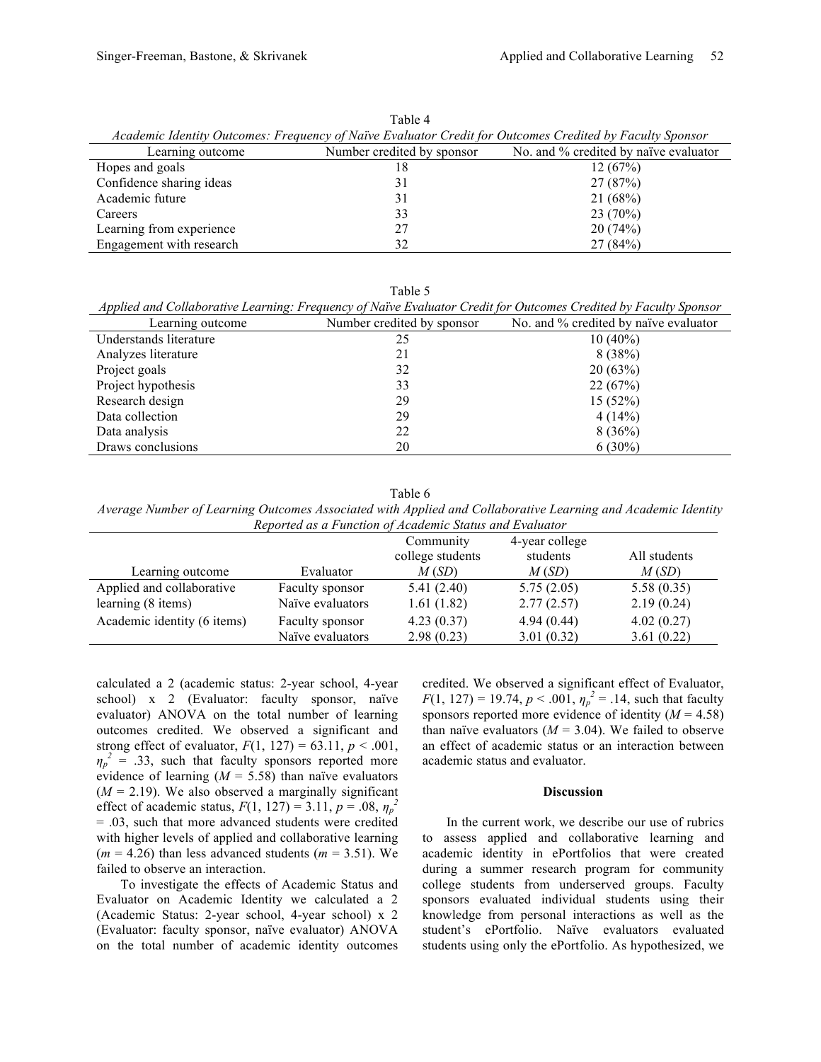Table 4

*Academic Identity Outcomes: Frequency of Naïve Evaluator Credit for Outcomes Credited by Faculty Sponsor*

| Learning outcome | Number credited by sponsor | No. and % credited by naïve evaluator |
| --- | --- | --- |
| Hopes and goals | 18 | 12 (67%) |
| Confidence sharing ideas | 31 | 27 (87%) |
| Academic future | 31 | 21 (68%) |
| Careers | 33 | 23 (70%) |
| Learning from experience | 27 | 20 (74%) |
| Engagement with research | 32 | 27 (84%) |

Table 5

*Applied and Collaborative Learning: Frequency of Naïve Evaluator Credit for Outcomes Credited by Faculty Sponsor*

| Learning outcome | Number credited by sponsor | No. and % credited by naïve evaluator |
| --- | --- | --- |
| Understands literature | 25 | 10 (40%) |
| Analyzes literature | 21 | 8 (38%) |
| Project goals | 32 | 20 (63%) |
| Project hypothesis | 33 | 22 (67%) |
| Research design | 29 | 15 (52%) |
| Data collection | 29 | 4 (14%) |
| Data analysis | 22 | 8 (36%) |
| Draws conclusions | 20 | 6 (30%) |

Table 6

*Average Number of Learning Outcomes Associated with Applied and Collaborative Learning and Academic Identity Reported as a Function of Academic Status and Evaluator*

| Learning outcome | Evaluator | Community college students *M* (*SD*) | 4-year college students *M* (*SD*) | All students *M* (*SD*) |
| --- | --- | --- | --- | --- |
| Applied and collaborative learning (8 items) | Faculty sponsor | 5.41 (2.40) | 5.75 (2.05) | 5.58 (0.35) |
| | Naïve evaluators | 1.61 (1.82) | 2.77 (2.57) | 2.19 (0.24) |
| Academic identity (6 items) | Faculty sponsor | 4.23 (0.37) | 4.94 (0.44) | 4.02 (0.27) |
| | Naïve evaluators | 2.98 (0.23) | 3.01 (0.32) | 3.61 (0.22) |

calculated a 2 (academic status: 2-year school, 4-year school) x 2 (Evaluator: faculty sponsor, naïve evaluator) ANOVA on the total number of learning outcomes credited. We observed a significant and strong effect of evaluator, $F(1, 127) = 63.11$, $p < .001$, $\eta_p^2 = .33$, such that faculty sponsors reported more evidence of learning ($M = 5.58$) than naïve evaluators ($M = 2.19$). We also observed a marginally significant effect of academic status, $F(1, 127) = 3.11$, $p = .08$, $\eta_p^2 = .03$, such that more advanced students were credited with higher levels of applied and collaborative learning ($m = 4.26$) than less advanced students ($m = 3.51$). We failed to observe an interaction.

To investigate the effects of Academic Status and Evaluator on Academic Identity we calculated a 2 (Academic Status: 2-year school, 4-year school) x 2 (Evaluator: faculty sponsor, naïve evaluator) ANOVA on the total number of academic identity outcomes credited. We observed a significant effect of Evaluator, $F(1, 127) = 19.74$, $p < .001$, $\eta_p^2 = .14$, such that faculty sponsors reported more evidence of identity ($M = 4.58$) than naïve evaluators ($M = 3.04$). We failed to observe an effect of academic status or an interaction between academic status and evaluator.

## Discussion

In the current work, we describe our use of rubrics to assess applied and collaborative learning and academic identity in ePortfolios that were created during a summer research program for community college students from underserved groups. Faculty sponsors evaluated individual students using their knowledge from personal interactions as well as the student's ePortfolio. Naïve evaluators evaluated students using only the ePortfolio. As hypothesized, we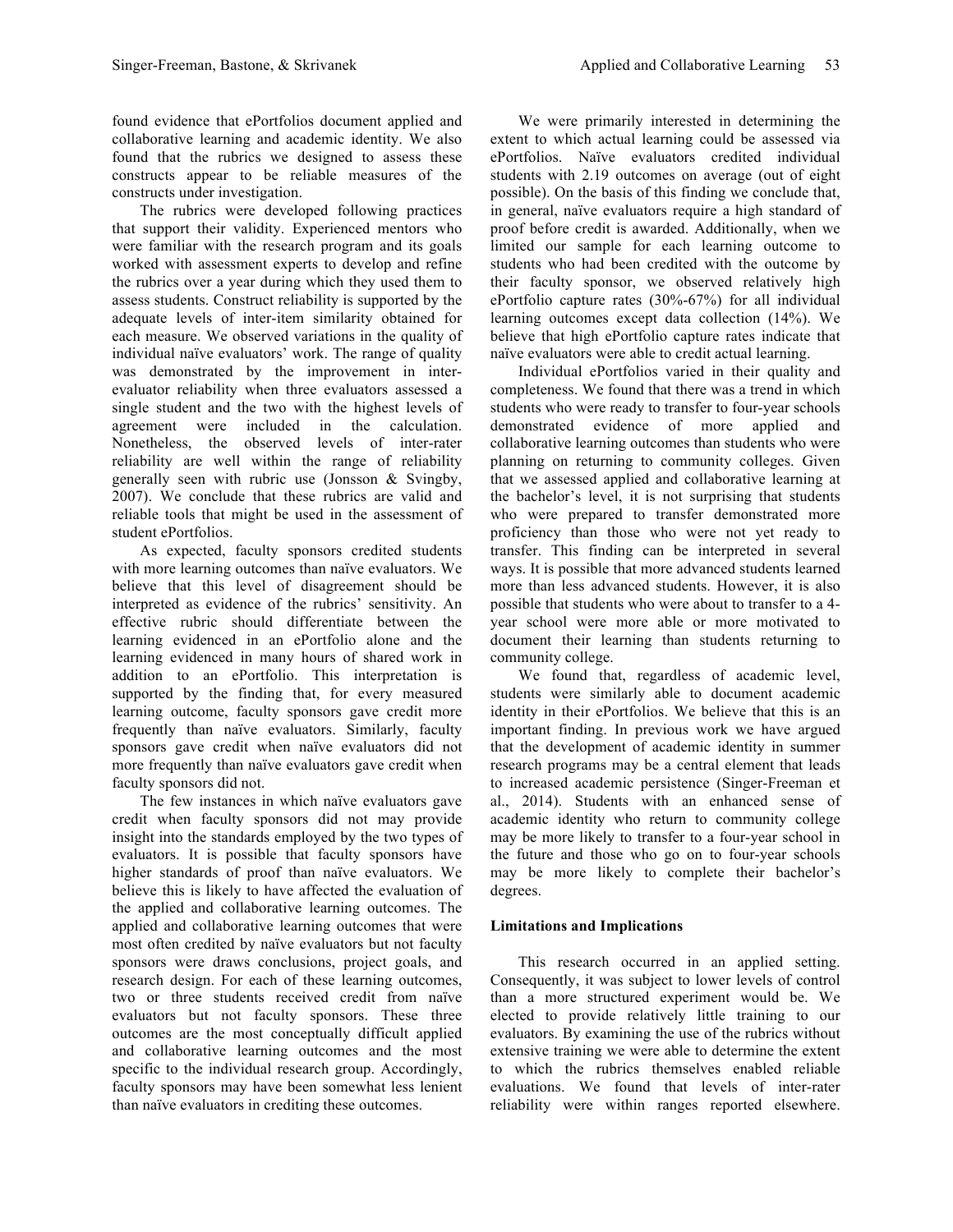found evidence that ePortfolios document applied and collaborative learning and academic identity. We also found that the rubrics we designed to assess these constructs appear to be reliable measures of the constructs under investigation.

The rubrics were developed following practices that support their validity. Experienced mentors who were familiar with the research program and its goals worked with assessment experts to develop and refine the rubrics over a year during which they used them to assess students. Construct reliability is supported by the adequate levels of inter-item similarity obtained for each measure. We observed variations in the quality of individual naïve evaluators' work. The range of quality was demonstrated by the improvement in inter-evaluator reliability when three evaluators assessed a single student and the two with the highest levels of agreement were included in the calculation. Nonetheless, the observed levels of inter-rater reliability are well within the range of reliability generally seen with rubric use (Jonsson & Svingby, 2007). We conclude that these rubrics are valid and reliable tools that might be used in the assessment of student ePortfolios.

As expected, faculty sponsors credited students with more learning outcomes than naïve evaluators. We believe that this level of disagreement should be interpreted as evidence of the rubrics' sensitivity. An effective rubric should differentiate between the learning evidenced in an ePortfolio alone and the learning evidenced in many hours of shared work in addition to an ePortfolio. This interpretation is supported by the finding that, for every measured learning outcome, faculty sponsors gave credit more frequently than naïve evaluators. Similarly, faculty sponsors gave credit when naïve evaluators did not more frequently than naïve evaluators gave credit when faculty sponsors did not.

The few instances in which naïve evaluators gave credit when faculty sponsors did not may provide insight into the standards employed by the two types of evaluators. It is possible that faculty sponsors have higher standards of proof than naïve evaluators. We believe this is likely to have affected the evaluation of the applied and collaborative learning outcomes. The applied and collaborative learning outcomes that were most often credited by naïve evaluators but not faculty sponsors were draws conclusions, project goals, and research design. For each of these learning outcomes, two or three students received credit from naïve evaluators but not faculty sponsors. These three outcomes are the most conceptually difficult applied and collaborative learning outcomes and the most specific to the individual research group. Accordingly, faculty sponsors may have been somewhat less lenient than naïve evaluators in crediting these outcomes.

We were primarily interested in determining the extent to which actual learning could be assessed via ePortfolios. Naïve evaluators credited individual students with 2.19 outcomes on average (out of eight possible). On the basis of this finding we conclude that, in general, naïve evaluators require a high standard of proof before credit is awarded. Additionally, when we limited our sample for each learning outcome to students who had been credited with the outcome by their faculty sponsor, we observed relatively high ePortfolio capture rates (30%-67%) for all individual learning outcomes except data collection (14%). We believe that high ePortfolio capture rates indicate that naïve evaluators were able to credit actual learning.

Individual ePortfolios varied in their quality and completeness. We found that there was a trend in which students who were ready to transfer to four-year schools demonstrated evidence of more applied and collaborative learning outcomes than students who were planning on returning to community colleges. Given that we assessed applied and collaborative learning at the bachelor's level, it is not surprising that students who were prepared to transfer demonstrated more proficiency than those who were not yet ready to transfer. This finding can be interpreted in several ways. It is possible that more advanced students learned more than less advanced students. However, it is also possible that students who were about to transfer to a 4-year school were more able or more motivated to document their learning than students returning to community college.

We found that, regardless of academic level, students were similarly able to document academic identity in their ePortfolios. We believe that this is an important finding. In previous work we have argued that the development of academic identity in summer research programs may be a central element that leads to increased academic persistence (Singer-Freeman et al., 2014). Students with an enhanced sense of academic identity who return to community college may be more likely to transfer to a four-year school in the future and those who go on to four-year schools may be more likely to complete their bachelor's degrees.

### Limitations and Implications

This research occurred in an applied setting. Consequently, it was subject to lower levels of control than a more structured experiment would be. We elected to provide relatively little training to our evaluators. By examining the use of the rubrics without extensive training we were able to determine the extent to which the rubrics themselves enabled reliable evaluations. We found that levels of inter-rater reliability were within ranges reported elsewhere.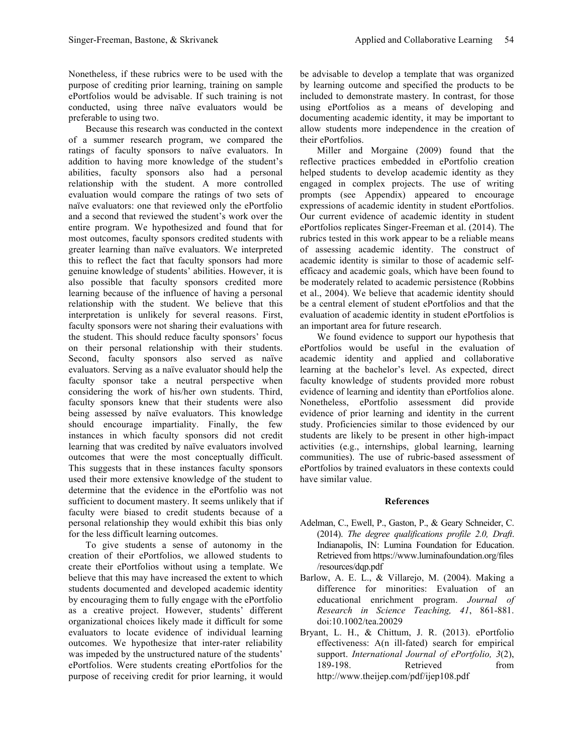Nonetheless, if these rubrics were to be used with the purpose of crediting prior learning, training on sample ePortfolios would be advisable. If such training is not conducted, using three naïve evaluators would be preferable to using two.

Because this research was conducted in the context of a summer research program, we compared the ratings of faculty sponsors to naïve evaluators. In addition to having more knowledge of the student's abilities, faculty sponsors also had a personal relationship with the student. A more controlled evaluation would compare the ratings of two sets of naïve evaluators: one that reviewed only the ePortfolio and a second that reviewed the student's work over the entire program. We hypothesized and found that for most outcomes, faculty sponsors credited students with greater learning than naïve evaluators. We interpreted this to reflect the fact that faculty sponsors had more genuine knowledge of students' abilities. However, it is also possible that faculty sponsors credited more learning because of the influence of having a personal relationship with the student. We believe that this interpretation is unlikely for several reasons. First, faculty sponsors were not sharing their evaluations with the student. This should reduce faculty sponsors' focus on their personal relationship with their students. Second, faculty sponsors also served as naïve evaluators. Serving as a naïve evaluator should help the faculty sponsor take a neutral perspective when considering the work of his/her own students. Third, faculty sponsors knew that their students were also being assessed by naïve evaluators. This knowledge should encourage impartiality. Finally, the few instances in which faculty sponsors did not credit learning that was credited by naïve evaluators involved outcomes that were the most conceptually difficult. This suggests that in these instances faculty sponsors used their more extensive knowledge of the student to determine that the evidence in the ePortfolio was not sufficient to document mastery. It seems unlikely that if faculty were biased to credit students because of a personal relationship they would exhibit this bias only for the less difficult learning outcomes.

To give students a sense of autonomy in the creation of their ePortfolios, we allowed students to create their ePortfolios without using a template. We believe that this may have increased the extent to which students documented and developed academic identity by encouraging them to fully engage with the ePortfolio as a creative project. However, students' different organizational choices likely made it difficult for some evaluators to locate evidence of individual learning outcomes. We hypothesize that inter-rater reliability was impeded by the unstructured nature of the students' ePortfolios. Were students creating ePortfolios for the purpose of receiving credit for prior learning, it would be advisable to develop a template that was organized by learning outcome and specified the products to be included to demonstrate mastery. In contrast, for those using ePortfolios as a means of developing and documenting academic identity, it may be important to allow students more independence in the creation of their ePortfolios.

Miller and Morgaine (2009) found that the reflective practices embedded in ePortfolio creation helped students to develop academic identity as they engaged in complex projects. The use of writing prompts (see Appendix) appeared to encourage expressions of academic identity in student ePortfolios. Our current evidence of academic identity in student ePortfolios replicates Singer-Freeman et al. (2014). The rubrics tested in this work appear to be a reliable means of assessing academic identity. The construct of academic identity is similar to those of academic self-efficacy and academic goals, which have been found to be moderately related to academic persistence (Robbins et al., 2004). We believe that academic identity should be a central element of student ePortfolios and that the evaluation of academic identity in student ePortfolios is an important area for future research.

We found evidence to support our hypothesis that ePortfolios would be useful in the evaluation of academic identity and applied and collaborative learning at the bachelor's level. As expected, direct faculty knowledge of students provided more robust evidence of learning and identity than ePortfolios alone. Nonetheless, ePortfolio assessment did provide evidence of prior learning and identity in the current study. Proficiencies similar to those evidenced by our students are likely to be present in other high-impact activities (e.g., internships, global learning, learning communities). The use of rubric-based assessment of ePortfolios by trained evaluators in these contexts could have similar value.

## References

Adelman, C., Ewell, P., Gaston, P., & Geary Schneider, C. (2014). *The degree qualifications profile 2.0, Draft*. Indianapolis, IN: Lumina Foundation for Education. Retrieved from https://www.luminafoundation.org/files/resources/dqp.pdf

Barlow, A. E. L., & Villarejo, M. (2004). Making a difference for minorities: Evaluation of an educational enrichment program. *Journal of Research in Science Teaching, 41*, 861-881. doi:10.1002/tea.20029

Bryant, L. H., & Chittum, J. R. (2013). ePortfolio effectiveness: A(n ill-fated) search for empirical support. *International Journal of ePortfolio, 3*(2), 189-198. Retrieved from http://www.theijep.com/pdf/ijep108.pdf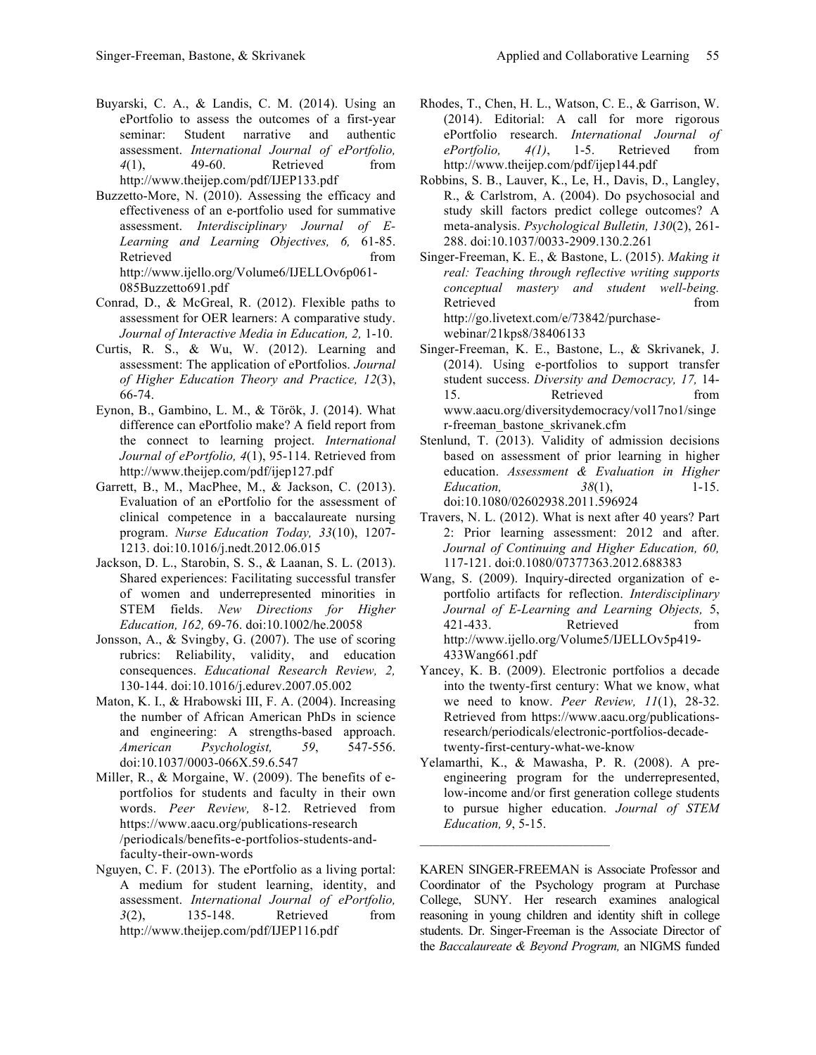Buyarski, C. A., & Landis, C. M. (2014). Using an ePortfolio to assess the outcomes of a first-year seminar: Student narrative and authentic assessment. *International Journal of ePortfolio, 4*(1), 49-60. Retrieved from http://www.theijep.com/pdf/IJEP133.pdf

Buzzetto-More, N. (2010). Assessing the efficacy and effectiveness of an e-portfolio used for summative assessment. *Interdisciplinary Journal of E-Learning and Learning Objectives, 6,* 61-85. Retrieved from http://www.ijello.org/Volume6/IJELLOv6p061-085Buzzetto691.pdf

Conrad, D., & McGreal, R. (2012). Flexible paths to assessment for OER learners: A comparative study. *Journal of Interactive Media in Education, 2,* 1-10.

Curtis, R. S., & Wu, W. (2012). Learning and assessment: The application of ePortfolios. *Journal of Higher Education Theory and Practice, 12*(3), 66-74.

Eynon, B., Gambino, L. M., & Török, J. (2014). What difference can ePortfolio make? A field report from the connect to learning project. *International Journal of ePortfolio, 4*(1), 95-114. Retrieved from http://www.theijep.com/pdf/ijep127.pdf

Garrett, B., M., MacPhee, M., & Jackson, C. (2013). Evaluation of an ePortfolio for the assessment of clinical competence in a baccalaureate nursing program. *Nurse Education Today, 33*(10), 1207-1213. doi:10.1016/j.nedt.2012.06.015

Jackson, D. L., Starobin, S. S., & Laanan, S. L. (2013). Shared experiences: Facilitating successful transfer of women and underrepresented minorities in STEM fields. *New Directions for Higher Education, 162,* 69-76. doi:10.1002/he.20058

Jonsson, A., & Svingby, G. (2007). The use of scoring rubrics: Reliability, validity, and education consequences. *Educational Research Review, 2,* 130-144. doi:10.1016/j.edurev.2007.05.002

Maton, K. I., & Hrabowski III, F. A. (2004). Increasing the number of African American PhDs in science and engineering: A strengths-based approach. *American Psychologist, 59*, 547-556. doi:10.1037/0003-066X.59.6.547

Miller, R., & Morgaine, W. (2009). The benefits of e-portfolios for students and faculty in their own words. *Peer Review,* 8-12. Retrieved from https://www.aacu.org/publications-research/periodicals/benefits-e-portfolios-students-and-faculty-their-own-words

Nguyen, C. F. (2013). The ePortfolio as a living portal: A medium for student learning, identity, and assessment. *International Journal of ePortfolio, 3*(2), 135-148. Retrieved from http://www.theijep.com/pdf/IJEP116.pdf

Rhodes, T., Chen, H. L., Watson, C. E., & Garrison, W. (2014). Editorial: A call for more rigorous ePortfolio research. *International Journal of ePortfolio, 4(1)*, 1-5. Retrieved from http://www.theijep.com/pdf/ijep144.pdf

Robbins, S. B., Lauver, K., Le, H., Davis, D., Langley, R., & Carlstrom, A. (2004). Do psychosocial and study skill factors predict college outcomes? A meta-analysis. *Psychological Bulletin, 130*(2), 261-288. doi:10.1037/0033-2909.130.2.261

Singer-Freeman, K. E., & Bastone, L. (2015). *Making it real: Teaching through reflective writing supports conceptual mastery and student well-being.* Retrieved from http://go.livetext.com/e/73842/purchase-webinar/21kps8/38406133

Singer-Freeman, K. E., Bastone, L., & Skrivanek, J. (2014). Using e-portfolios to support transfer student success. *Diversity and Democracy, 17,* 14-15. Retrieved from www.aacu.org/diversitydemocracy/vol17no1/singer-freeman_bastone_skrivanek.cfm

Stenlund, T. (2013). Validity of admission decisions based on assessment of prior learning in higher education. *Assessment & Evaluation in Higher Education, 38*(1), 1-15. doi:10.1080/02602938.2011.596924

Travers, N. L. (2012). What is next after 40 years? Part 2: Prior learning assessment: 2012 and after. *Journal of Continuing and Higher Education, 60,* 117-121. doi:0.1080/07377363.2012.688383

Wang, S. (2009). Inquiry-directed organization of e-portfolio artifacts for reflection. *Interdisciplinary Journal of E-Learning and Learning Objects,* 5, 421-433. Retrieved from http://www.ijello.org/Volume5/IJELLOv5p419-433Wang661.pdf

Yancey, K. B. (2009). Electronic portfolios a decade into the twenty-first century: What we know, what we need to know. *Peer Review, 11*(1), 28-32. Retrieved from https://www.aacu.org/publications-research/periodicals/electronic-portfolios-decade-twenty-first-century-what-we-know

Yelamarthi, K., & Mawasha, P. R. (2008). A pre-engineering program for the underrepresented, low-income and/or first generation college students to pursue higher education. *Journal of STEM Education, 9*, 5-15.

---

KAREN SINGER-FREEMAN is Associate Professor and Coordinator of the Psychology program at Purchase College, SUNY. Her research examines analogical reasoning in young children and identity shift in college students. Dr. Singer-Freeman is the Associate Director of the *Baccalaureate & Beyond Program,* an NIGMS funded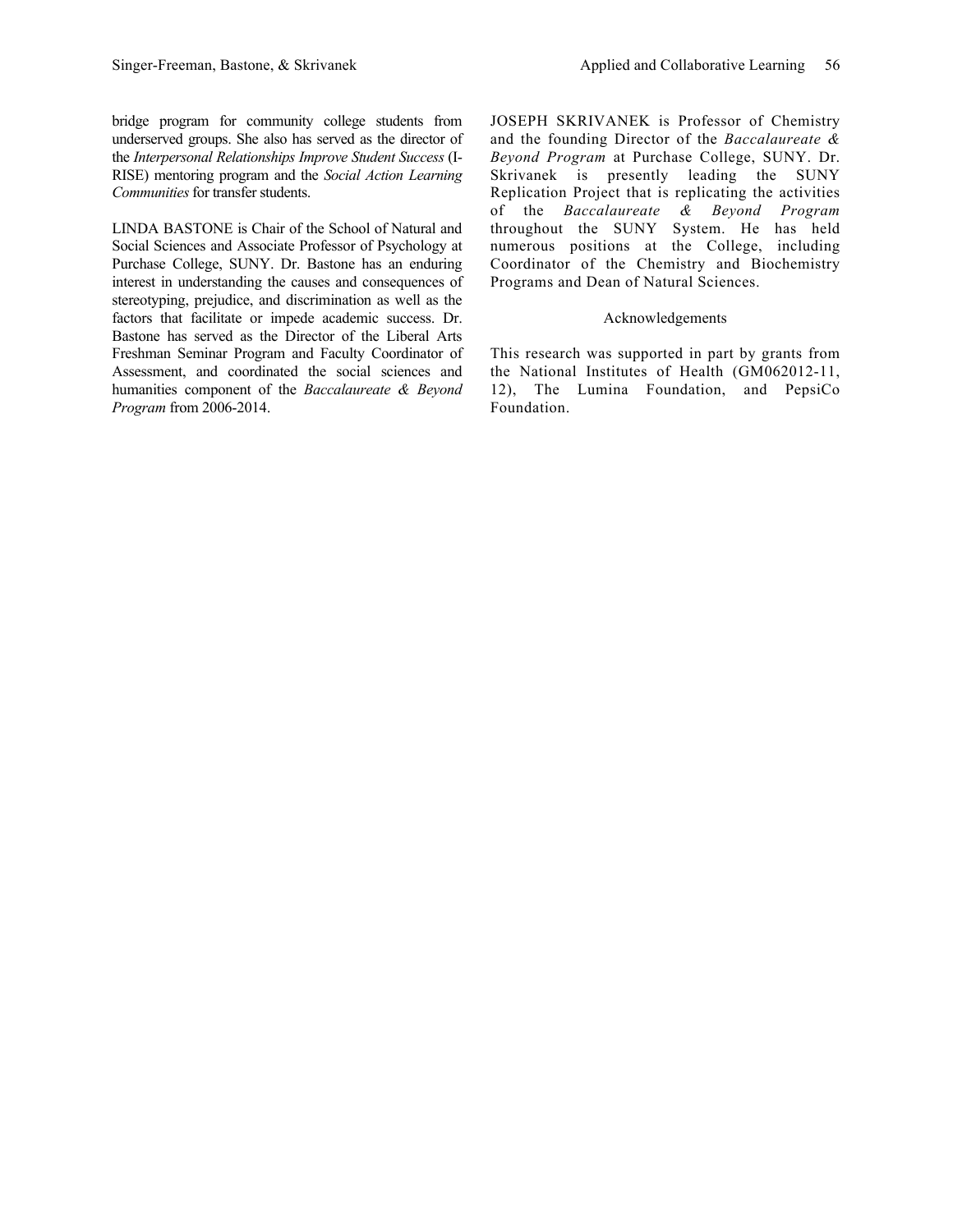bridge program for community college students from underserved groups. She also has served as the director of the *Interpersonal Relationships Improve Student Success* (I-RISE) mentoring program and the *Social Action Learning Communities* for transfer students.

LINDA BASTONE is Chair of the School of Natural and Social Sciences and Associate Professor of Psychology at Purchase College, SUNY. Dr. Bastone has an enduring interest in understanding the causes and consequences of stereotyping, prejudice, and discrimination as well as the factors that facilitate or impede academic success. Dr. Bastone has served as the Director of the Liberal Arts Freshman Seminar Program and Faculty Coordinator of Assessment, and coordinated the social sciences and humanities component of the *Baccalaureate & Beyond Program* from 2006-2014.

JOSEPH SKRIVANEK is Professor of Chemistry and the founding Director of the *Baccalaureate & Beyond Program* at Purchase College, SUNY. Dr. Skrivanek is presently leading the SUNY Replication Project that is replicating the activities of the *Baccalaureate & Beyond Program* throughout the SUNY System. He has held numerous positions at the College, including Coordinator of the Chemistry and Biochemistry Programs and Dean of Natural Sciences.

## Acknowledgements

This research was supported in part by grants from the National Institutes of Health (GM062012-11, 12), The Lumina Foundation, and PepsiCo Foundation.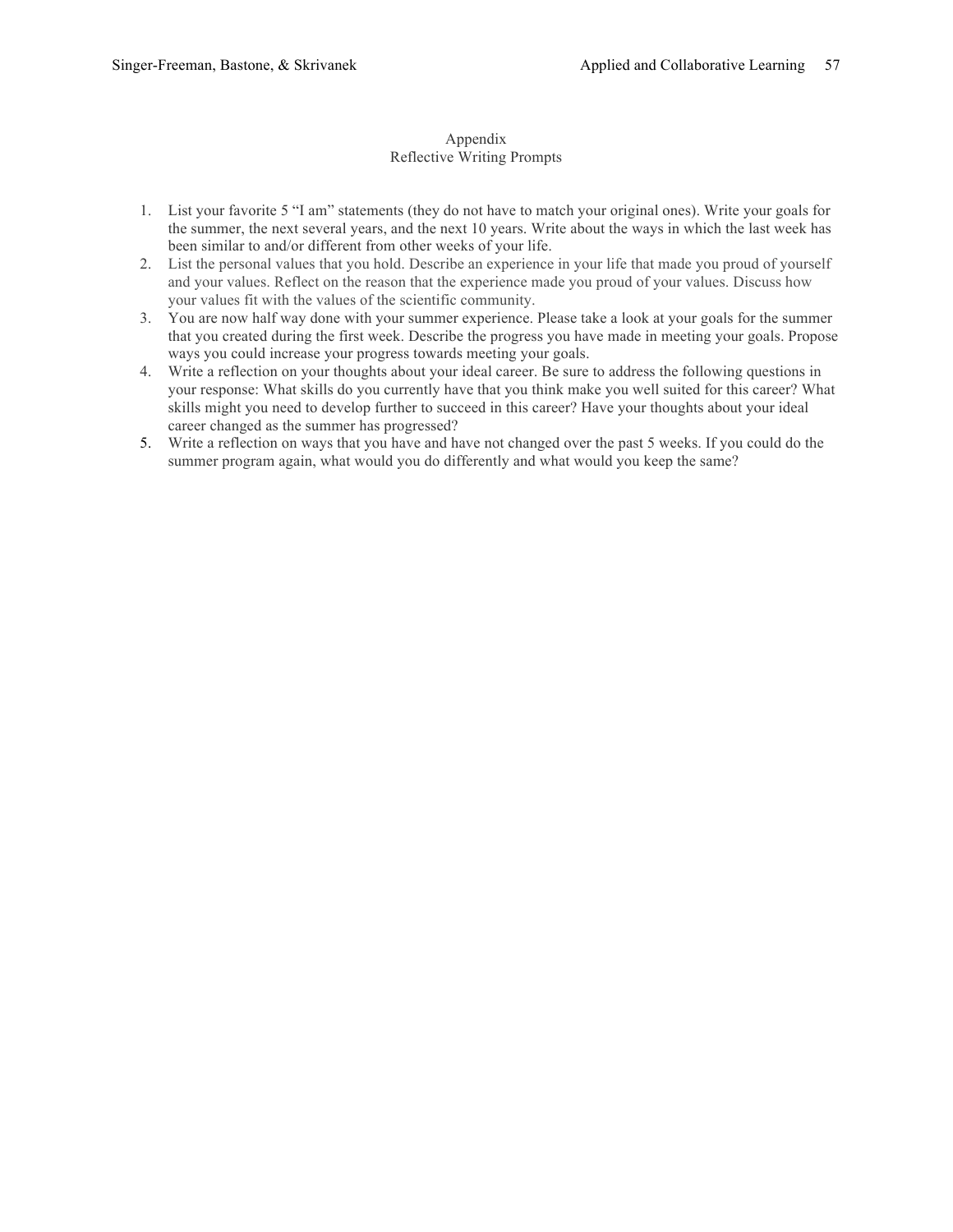# Appendix
## Reflective Writing Prompts

1. List your favorite 5 "I am" statements (they do not have to match your original ones). Write your goals for the summer, the next several years, and the next 10 years. Write about the ways in which the last week has been similar to and/or different from other weeks of your life.
2. List the personal values that you hold. Describe an experience in your life that made you proud of yourself and your values. Reflect on the reason that the experience made you proud of your values. Discuss how your values fit with the values of the scientific community.
3. You are now half way done with your summer experience. Please take a look at your goals for the summer that you created during the first week. Describe the progress you have made in meeting your goals. Propose ways you could increase your progress towards meeting your goals.
4. Write a reflection on your thoughts about your ideal career. Be sure to address the following questions in your response: What skills do you currently have that you think make you well suited for this career? What skills might you need to develop further to succeed in this career? Have your thoughts about your ideal career changed as the summer has progressed?
5. Write a reflection on ways that you have and have not changed over the past 5 weeks. If you could do the summer program again, what would you do differently and what would you keep the same?